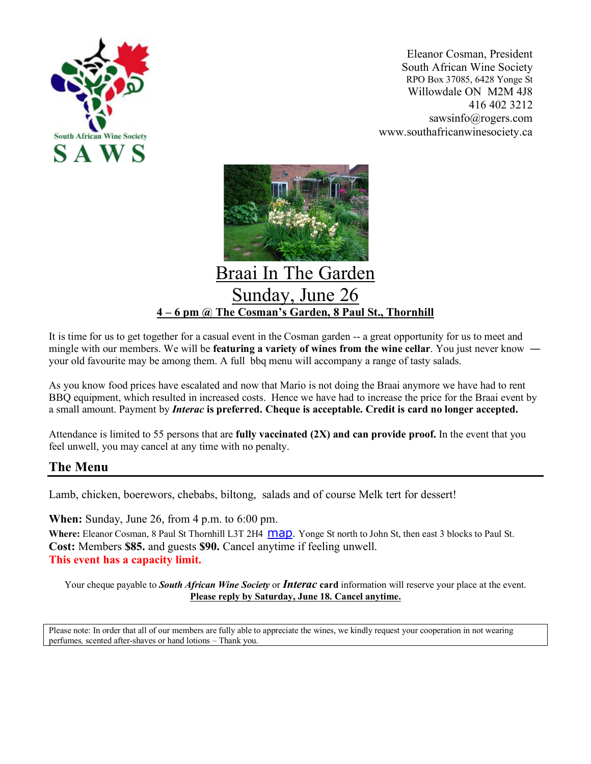South African Wine Society

**SAWS**

Eleanor Cosman, President
South African Wine Society
RPO Box 37085, 6428 Yonge St
Willowdale ON  M2M 4J8
416 402 3212
sawsinfo@rogers.com
www.southafricanwinesociety.ca

# Braai In The Garden

# Sunday, June 26

**4 – 6 pm @ The Cosman's Garden, 8 Paul St., Thornhill**

It is time for us to get together for a casual event in the Cosman garden -- a great opportunity for us to meet and mingle with our members. We will be **featuring a variety of wines from the wine cellar**. You just never know **—** your old favourite may be among them. A full  bbq menu will accompany a range of tasty salads.

As you know food prices have escalated and now that Mario is not doing the Braai anymore we have had to rent BBQ equipment, which resulted in increased costs.  Hence we have had to increase the price for the Braai event by a small amount. Payment by ***Interac*** **is preferred. Cheque is acceptable. Credit is card no longer accepted.**

Attendance is limited to 55 persons that are **fully vaccinated (2X) and can provide proof.** In the event that you feel unwell, you may cancel at any time with no penalty.

## The Menu

Lamb, chicken, boerewors, chebabs, biltong,  salads and of course Melk tert for dessert!

**When:** Sunday, June 26, from 4 p.m. to 6:00 pm.
**Where:** Eleanor Cosman, 8 Paul St Thornhill L3T 2H4 map. Yonge St north to John St, then east 3 blocks to Paul St.
**Cost:** Members **$85.** and guests **$90.** Cancel anytime if feeling unwell.
**This event has a capacity limit.**

Your cheque payable to ***South African Wine Society*** or ***Interac*** **card** information will reserve your place at the event.
**Please reply by Saturday, June 18. Cancel anytime.**

Please note: In order that all of our members are fully able to appreciate the wines, we kindly request your cooperation in not wearing perfumes, scented after-shaves or hand lotions – Thank you.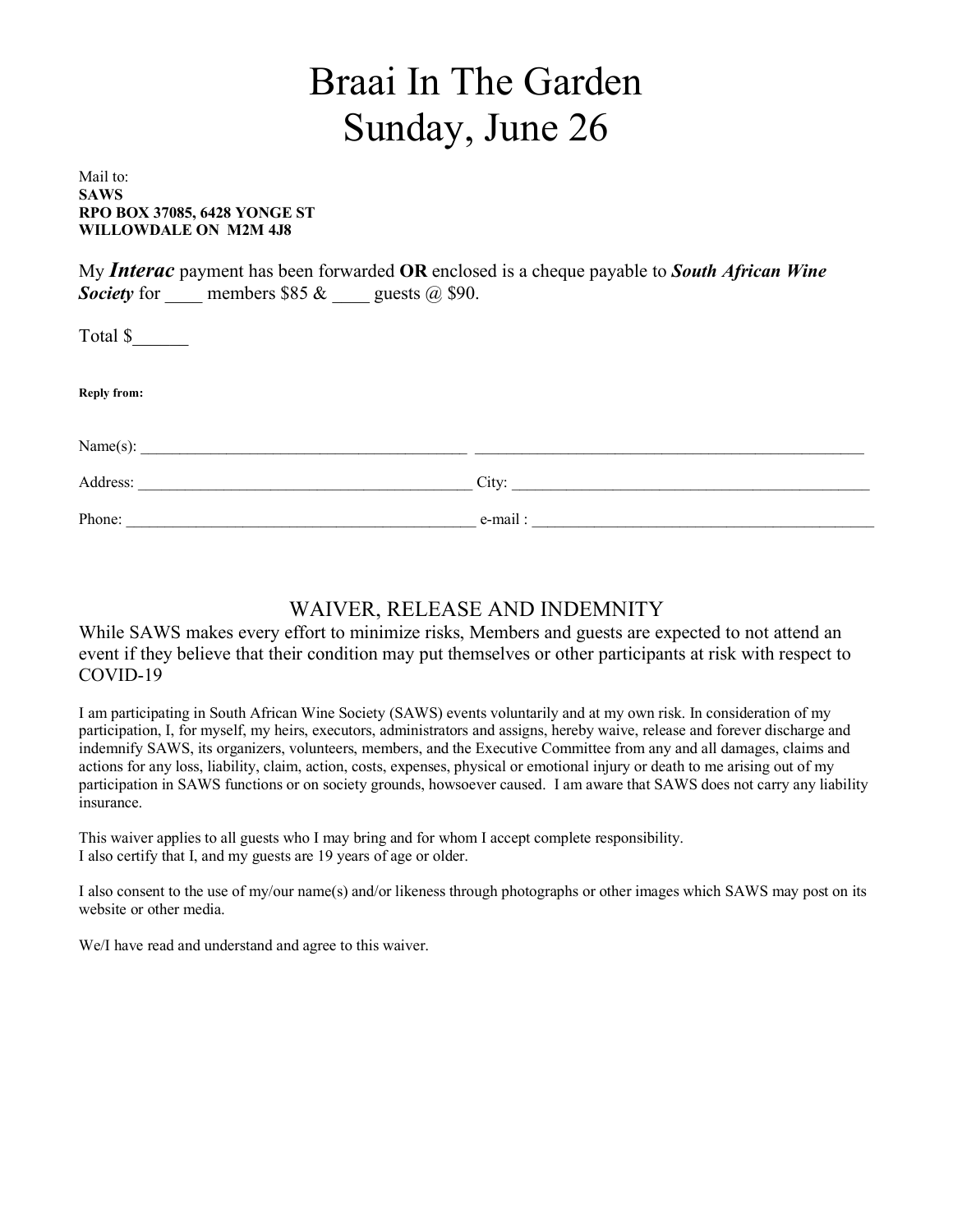# Braai In The Garden
# Sunday, June 26

Mail to:
**SAWS**
**RPO BOX 37085, 6428 YONGE ST**
**WILLOWDALE ON M2M 4J8**

My ***Interac*** payment has been forwarded **OR** enclosed is a cheque payable to ***South African Wine Society*** for ____ members $85 & ____ guests @ $90.

Total $______

**Reply from:**

Name(s): ____________________________________________ ____________________________________________________

Address: ____________________________________________ City: ________________________________________________

Phone: ______________________________________________ e-mail : _____________________________________________

## WAIVER, RELEASE AND INDEMNITY

While SAWS makes every effort to minimize risks, Members and guests are expected to not attend an event if they believe that their condition may put themselves or other participants at risk with respect to COVID-19

I am participating in South African Wine Society (SAWS) events voluntarily and at my own risk. In consideration of my participation, I, for myself, my heirs, executors, administrators and assigns, hereby waive, release and forever discharge and indemnify SAWS, its organizers, volunteers, members, and the Executive Committee from any and all damages, claims and actions for any loss, liability, claim, action, costs, expenses, physical or emotional injury or death to me arising out of my participation in SAWS functions or on society grounds, howsoever caused. I am aware that SAWS does not carry any liability insurance.

This waiver applies to all guests who I may bring and for whom I accept complete responsibility.
I also certify that I, and my guests are 19 years of age or older.

I also consent to the use of my/our name(s) and/or likeness through photographs or other images which SAWS may post on its website or other media.

We/I have read and understand and agree to this waiver.